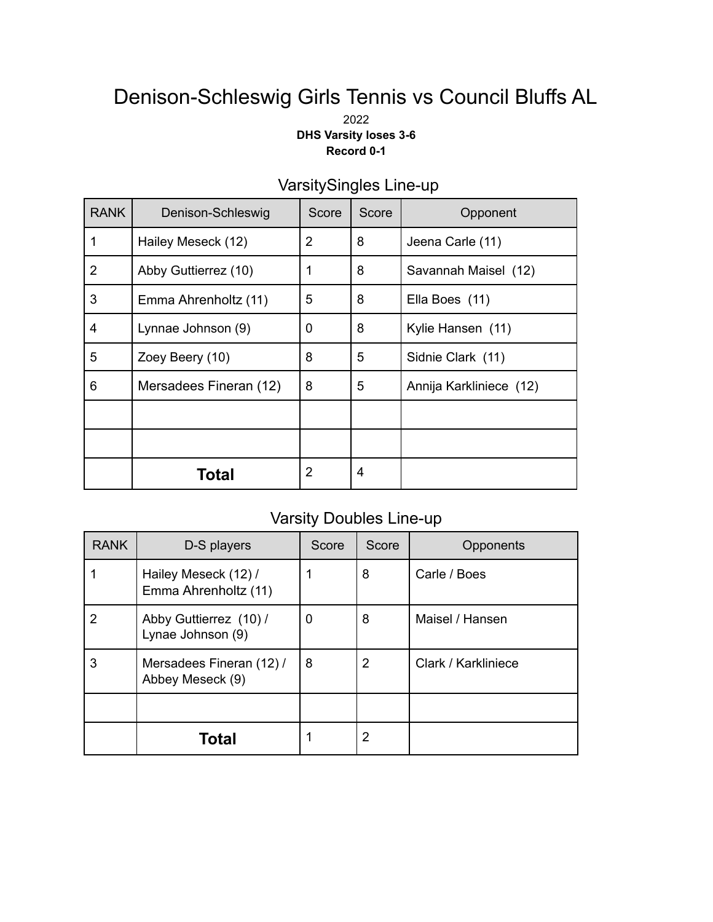# Denison-Schleswig Girls Tennis vs Council Bluffs AL

2022

**DHS Varsity loses 3-6**

**Record 0-1**

## VarsitySingles Line-up

| RANK | Denison-Schleswig | Score | Score | Opponent |
|---|---|---|---|---|
| 1 | Hailey Meseck (12) | 2 | 8 | Jeena Carle (11) |
| 2 | Abby Guttierrez (10) | 1 | 8 | Savannah Maisel (12) |
| 3 | Emma Ahrenholtz (11) | 5 | 8 | Ella Boes (11) |
| 4 | Lynnae Johnson (9) | 0 | 8 | Kylie Hansen (11) |
| 5 | Zoey Beery (10) | 8 | 5 | Sidnie Clark (11) |
| 6 | Mersadees Fineran (12) | 8 | 5 | Annija Karkliniece (12) |
| | | | | |
| | | | | |
| | **Total** | 2 | 4 | |

## Varsity Doubles Line-up

| RANK | D-S players | Score | Score | Opponents |
|---|---|---|---|---|
| 1 | Hailey Meseck (12) / Emma Ahrenholtz (11) | 1 | 8 | Carle / Boes |
| 2 | Abby Guttierrez (10) / Lynae Johnson (9) | 0 | 8 | Maisel / Hansen |
| 3 | Mersadees Fineran (12) / Abbey Meseck (9) | 8 | 2 | Clark / Karkliniece |
| | | | | |
| | **Total** | 1 | 2 | |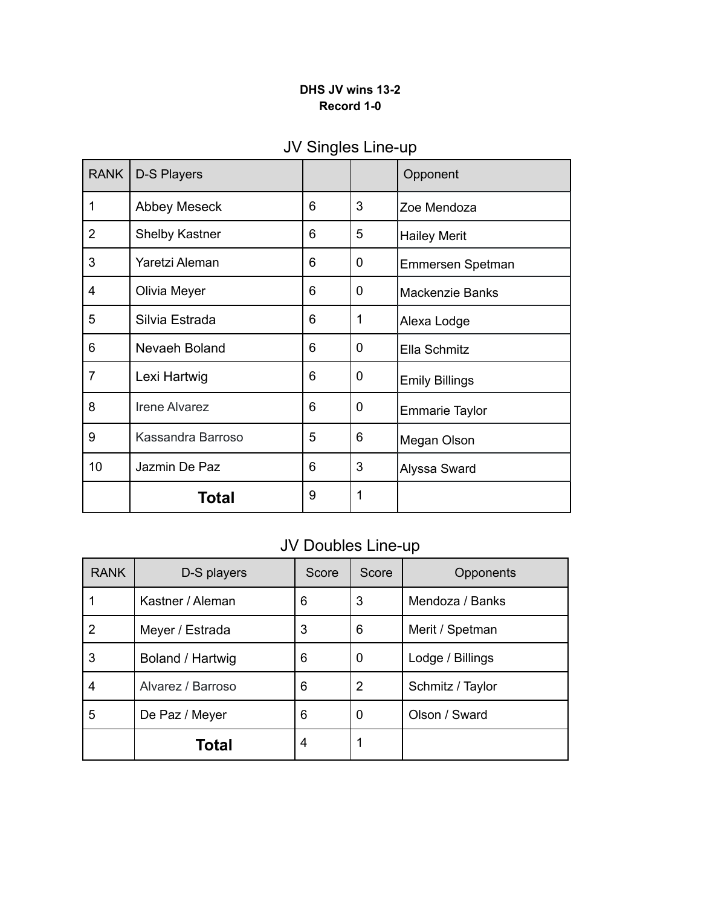**DHS JV wins 13-2**
**Record 1-0**

## JV Singles Line-up

| RANK | D-S Players | | | Opponent |
|---|---|---|---|---|
| 1 | Abbey Meseck | 6 | 3 | Zoe Mendoza |
| 2 | Shelby Kastner | 6 | 5 | Hailey Merit |
| 3 | Yaretzi Aleman | 6 | 0 | Emmersen Spetman |
| 4 | Olivia Meyer | 6 | 0 | Mackenzie Banks |
| 5 | Silvia Estrada | 6 | 1 | Alexa Lodge |
| 6 | Nevaeh Boland | 6 | 0 | Ella Schmitz |
| 7 | Lexi Hartwig | 6 | 0 | Emily Billings |
| 8 | Irene Alvarez | 6 | 0 | Emmarie Taylor |
| 9 | Kassandra Barroso | 5 | 6 | Megan Olson |
| 10 | Jazmin De Paz | 6 | 3 | Alyssa Sward |
| | **Total** | 9 | 1 | |

## JV Doubles Line-up

| RANK | D-S players | Score | Score | Opponents |
|---|---|---|---|---|
| 1 | Kastner / Aleman | 6 | 3 | Mendoza / Banks |
| 2 | Meyer / Estrada | 3 | 6 | Merit / Spetman |
| 3 | Boland / Hartwig | 6 | 0 | Lodge / Billings |
| 4 | Alvarez / Barroso | 6 | 2 | Schmitz / Taylor |
| 5 | De Paz / Meyer | 6 | 0 | Olson / Sward |
| | **Total** | 4 | 1 | |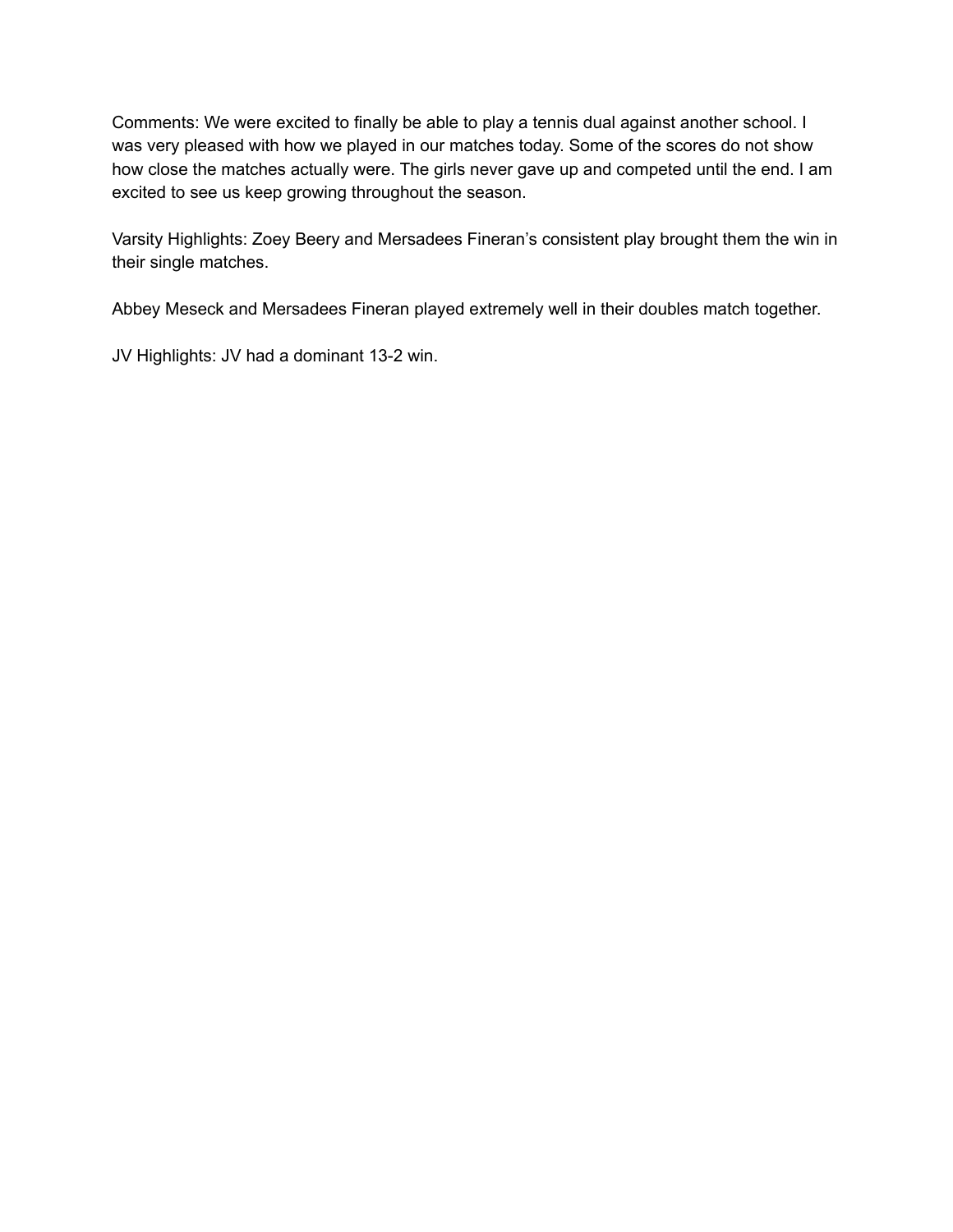Comments: We were excited to finally be able to play a tennis dual against another school. I was very pleased with how we played in our matches today. Some of the scores do not show how close the matches actually were. The girls never gave up and competed until the end. I am excited to see us keep growing throughout the season.

Varsity Highlights: Zoey Beery and Mersadees Fineran's consistent play brought them the win in their single matches.

Abbey Meseck and Mersadees Fineran played extremely well in their doubles match together.

JV Highlights: JV had a dominant 13-2 win.